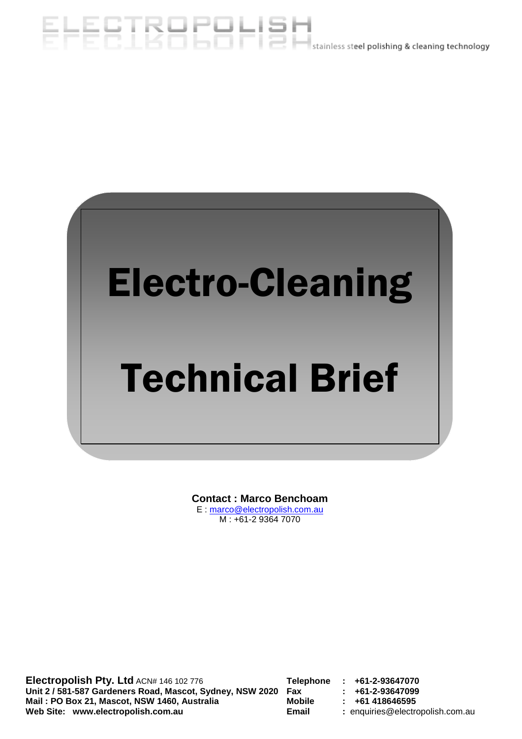ELECTROPOLISH stainless steel polishing & cleaning technology

# Electro-Cleaning

# Technical Brief

**Contact : Marco Benchoam**
E : marco@electropolish.com.au
M : +61-2 9364 7070

**Electropolish Pty. Ltd** ACN# 146 102 776
**Unit 2 / 581-587 Gardeners Road, Mascot, Sydney, NSW 2020**
**Mail : PO Box 21, Mascot, NSW 1460, Australia**
**Web Site: www.electropolish.com.au**

**Telephone : +61-2-93647070**
**Fax : +61-2-93647099**
**Mobile : +61 418646595**
**Email :** enquiries@electropolish.com.au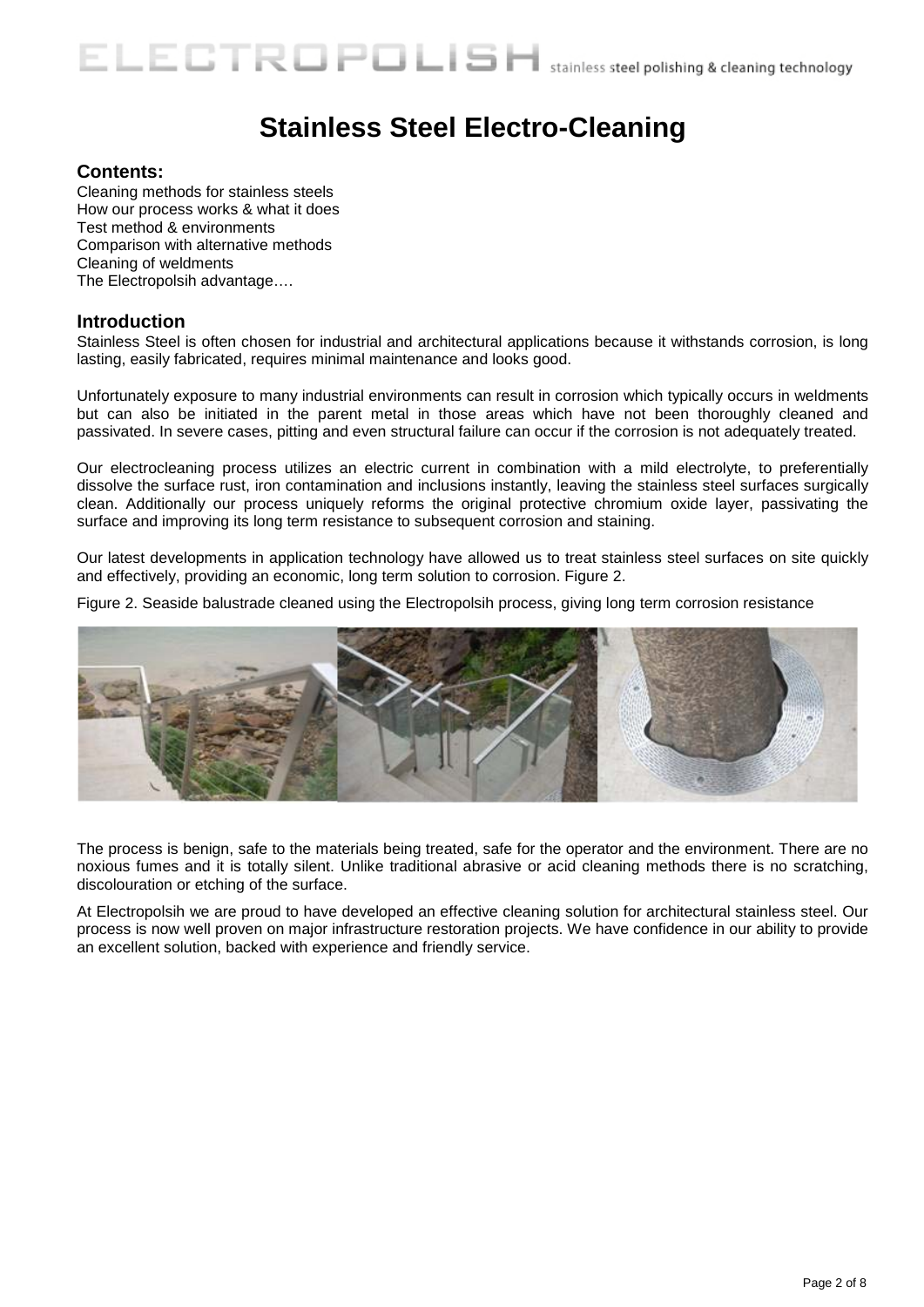# Stainless Steel Electro-Cleaning

## Contents:

Cleaning methods for stainless steels
How our process works & what it does
Test method & environments
Comparison with alternative methods
Cleaning of weldments
The Electropolsih advantage….

## Introduction

Stainless Steel is often chosen for industrial and architectural applications because it withstands corrosion, is long lasting, easily fabricated, requires minimal maintenance and looks good.

Unfortunately exposure to many industrial environments can result in corrosion which typically occurs in weldments but can also be initiated in the parent metal in those areas which have not been thoroughly cleaned and passivated. In severe cases, pitting and even structural failure can occur if the corrosion is not adequately treated.

Our electrocleaning process utilizes an electric current in combination with a mild electrolyte, to preferentially dissolve the surface rust, iron contamination and inclusions instantly, leaving the stainless steel surfaces surgically clean. Additionally our process uniquely reforms the original protective chromium oxide layer, passivating the surface and improving its long term resistance to subsequent corrosion and staining.

Our latest developments in application technology have allowed us to treat stainless steel surfaces on site quickly and effectively, providing an economic, long term solution to corrosion. Figure 2.

Figure 2. Seaside balustrade cleaned using the Electropolsih process, giving long term corrosion resistance

The process is benign, safe to the materials being treated, safe for the operator and the environment. There are no noxious fumes and it is totally silent. Unlike traditional abrasive or acid cleaning methods there is no scratching, discolouration or etching of the surface.

At Electropolsih we are proud to have developed an effective cleaning solution for architectural stainless steel. Our process is now well proven on major infrastructure restoration projects. We have confidence in our ability to provide an excellent solution, backed with experience and friendly service.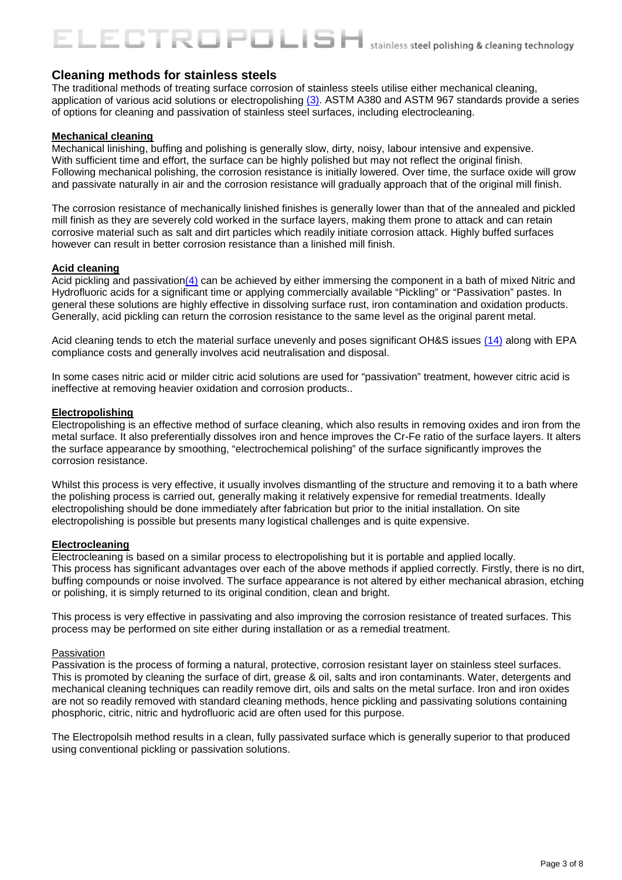## Cleaning methods for stainless steels

The traditional methods of treating surface corrosion of stainless steels utilise either mechanical cleaning, application of various acid solutions or electropolishing (3). ASTM A380 and ASTM 967 standards provide a series of options for cleaning and passivation of stainless steel surfaces, including electrocleaning.

### Mechanical cleaning

Mechanical linishing, buffing and polishing is generally slow, dirty, noisy, labour intensive and expensive. With sufficient time and effort, the surface can be highly polished but may not reflect the original finish. Following mechanical polishing, the corrosion resistance is initially lowered. Over time, the surface oxide will grow and passivate naturally in air and the corrosion resistance will gradually approach that of the original mill finish.

The corrosion resistance of mechanically linished finishes is generally lower than that of the annealed and pickled mill finish as they are severely cold worked in the surface layers, making them prone to attack and can retain corrosive material such as salt and dirt particles which readily initiate corrosion attack. Highly buffed surfaces however can result in better corrosion resistance than a linished mill finish.

### Acid cleaning

Acid pickling and passivation(4) can be achieved by either immersing the component in a bath of mixed Nitric and Hydrofluoric acids for a significant time or applying commercially available "Pickling" or "Passivation" pastes. In general these solutions are highly effective in dissolving surface rust, iron contamination and oxidation products. Generally, acid pickling can return the corrosion resistance to the same level as the original parent metal.

Acid cleaning tends to etch the material surface unevenly and poses significant OH&S issues (14) along with EPA compliance costs and generally involves acid neutralisation and disposal.

In some cases nitric acid or milder citric acid solutions are used for "passivation" treatment, however citric acid is ineffective at removing heavier oxidation and corrosion products..

### Electropolishing

Electropolishing is an effective method of surface cleaning, which also results in removing oxides and iron from the metal surface. It also preferentially dissolves iron and hence improves the Cr-Fe ratio of the surface layers. It alters the surface appearance by smoothing, "electrochemical polishing" of the surface significantly improves the corrosion resistance.

Whilst this process is very effective, it usually involves dismantling of the structure and removing it to a bath where the polishing process is carried out, generally making it relatively expensive for remedial treatments. Ideally electropolishing should be done immediately after fabrication but prior to the initial installation. On site electropolishing is possible but presents many logistical challenges and is quite expensive.

### Electrocleaning

Electrocleaning is based on a similar process to electropolishing but it is portable and applied locally. This process has significant advantages over each of the above methods if applied correctly. Firstly, there is no dirt, buffing compounds or noise involved. The surface appearance is not altered by either mechanical abrasion, etching or polishing, it is simply returned to its original condition, clean and bright.

This process is very effective in passivating and also improving the corrosion resistance of treated surfaces. This process may be performed on site either during installation or as a remedial treatment.

#### Passivation

Passivation is the process of forming a natural, protective, corrosion resistant layer on stainless steel surfaces. This is promoted by cleaning the surface of dirt, grease & oil, salts and iron contaminants. Water, detergents and mechanical cleaning techniques can readily remove dirt, oils and salts on the metal surface. Iron and iron oxides are not so readily removed with standard cleaning methods, hence pickling and passivating solutions containing phosphoric, citric, nitric and hydrofluoric acid are often used for this purpose.

The Electropolsih method results in a clean, fully passivated surface which is generally superior to that produced using conventional pickling or passivation solutions.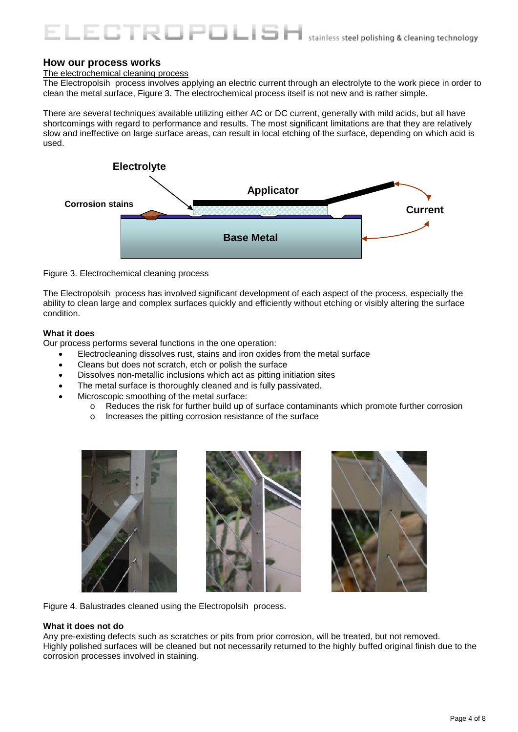## How our process works

The electrochemical cleaning process

The Electropolsih  process involves applying an electric current through an electrolyte to the work piece in order to clean the metal surface, Figure 3. The electrochemical process itself is not new and is rather simple.

There are several techniques available utilizing either AC or DC current, generally with mild acids, but all have shortcomings with regard to performance and results. The most significant limitations are that they are relatively slow and ineffective on large surface areas, can result in local etching of the surface, depending on which acid is used.

Figure 3. Electrochemical cleaning process

The Electropolsih  process has involved significant development of each aspect of the process, especially the ability to clean large and complex surfaces quickly and efficiently without etching or visibly altering the surface condition.

**What it does**

Our process performs several functions in the one operation:

- Electrocleaning dissolves rust, stains and iron oxides from the metal surface
- Cleans but does not scratch, etch or polish the surface
- Dissolves non-metallic inclusions which act as pitting initiation sites
- The metal surface is thoroughly cleaned and is fully passivated.
- Microscopic smoothing of the metal surface:
  - Reduces the risk for further build up of surface contaminants which promote further corrosion
  - Increases the pitting corrosion resistance of the surface

Figure 4. Balustrades cleaned using the Electropolsih  process.

**What it does not do**

Any pre-existing defects such as scratches or pits from prior corrosion, will be treated, but not removed.
Highly polished surfaces will be cleaned but not necessarily returned to the highly buffed original finish due to the corrosion processes involved in staining.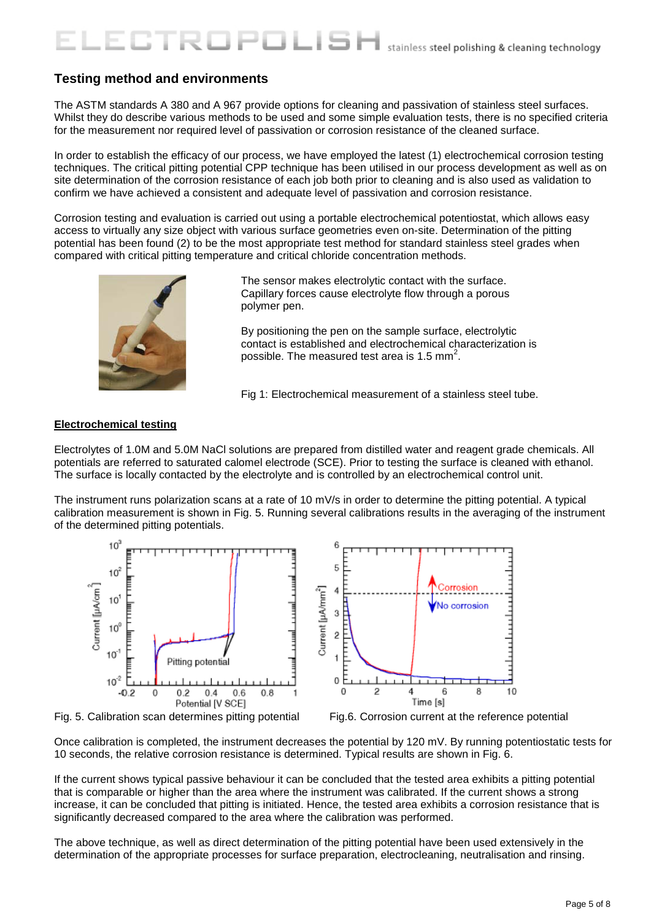## Testing method and environments

The ASTM standards A 380 and A 967 provide options for cleaning and passivation of stainless steel surfaces. Whilst they do describe various methods to be used and some simple evaluation tests, there is no specified criteria for the measurement nor required level of passivation or corrosion resistance of the cleaned surface.

In order to establish the efficacy of our process, we have employed the latest (1) electrochemical corrosion testing techniques. The critical pitting potential CPP technique has been utilised in our process development as well as on site determination of the corrosion resistance of each job both prior to cleaning and is also used as validation to confirm we have achieved a consistent and adequate level of passivation and corrosion resistance.

Corrosion testing and evaluation is carried out using a portable electrochemical potentiostat, which allows easy access to virtually any size object with various surface geometries even on-site. Determination of the pitting potential has been found (2) to be the most appropriate test method for standard stainless steel grades when compared with critical pitting temperature and critical chloride concentration methods.

The sensor makes electrolytic contact with the surface. Capillary forces cause electrolyte flow through a porous polymer pen.

By positioning the pen on the sample surface, electrolytic contact is established and electrochemical characterization is possible. The measured test area is 1.5 $mm^2$.

Fig 1: Electrochemical measurement of a stainless steel tube.

**Electrochemical testing**

Electrolytes of 1.0M and 5.0M NaCl solutions are prepared from distilled water and reagent grade chemicals. All potentials are referred to saturated calomel electrode (SCE). Prior to testing the surface is cleaned with ethanol. The surface is locally contacted by the electrolyte and is controlled by an electrochemical control unit.

The instrument runs polarization scans at a rate of 10 mV/s in order to determine the pitting potential. A typical calibration measurement is shown in Fig. 5. Running several calibrations results in the averaging of the instrument of the determined pitting potentials.

Fig. 5. Calibration scan determines pitting potential

Fig.6. Corrosion current at the reference potential

Once calibration is completed, the instrument decreases the potential by 120 mV. By running potentiostatic tests for 10 seconds, the relative corrosion resistance is determined. Typical results are shown in Fig. 6.

If the current shows typical passive behaviour it can be concluded that the tested area exhibits a pitting potential that is comparable or higher than the area where the instrument was calibrated. If the current shows a strong increase, it can be concluded that pitting is initiated. Hence, the tested area exhibits a corrosion resistance that is significantly decreased compared to the area where the calibration was performed.

The above technique, as well as direct determination of the pitting potential have been used extensively in the determination of the appropriate processes for surface preparation, electrocleaning, neutralisation and rinsing.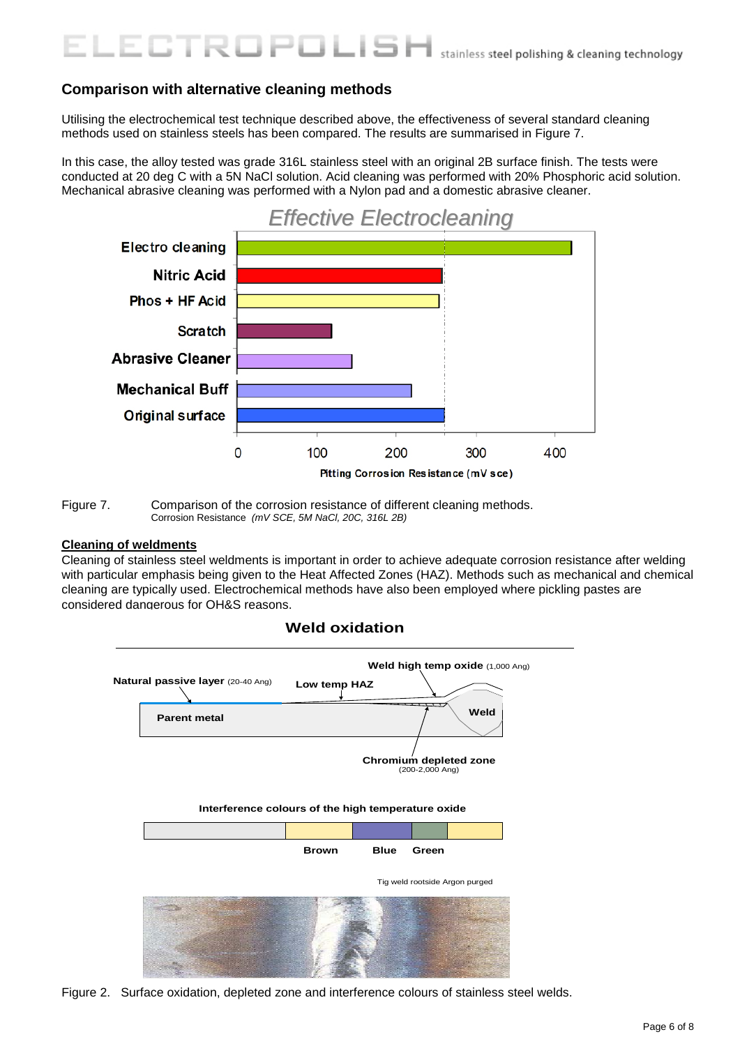## Comparison with alternative cleaning methods

Utilising the electrochemical test technique described above, the effectiveness of several standard cleaning methods used on stainless steels has been compared. The results are summarised in Figure 7.

In this case, the alloy tested was grade 316L stainless steel with an original 2B surface finish. The tests were conducted at 20 deg C with a 5N NaCl solution. Acid cleaning was performed with 20% Phosphoric acid solution. Mechanical abrasive cleaning was performed with a Nylon pad and a domestic abrasive cleaner.

Figure 7. Comparison of the corrosion resistance of different cleaning methods.
Corrosion Resistance *(mV SCE, 5M NaCl, 20C, 316L 2B)*

**Cleaning of weldments**

Cleaning of stainless steel weldments is important in order to achieve adequate corrosion resistance after welding with particular emphasis being given to the Heat Affected Zones (HAZ). Methods such as mechanical and chemical cleaning are typically used. Electrochemical methods have also been employed where pickling pastes are considered dangerous for OH&S reasons.

Figure 2. Surface oxidation, depleted zone and interference colours of stainless steel welds.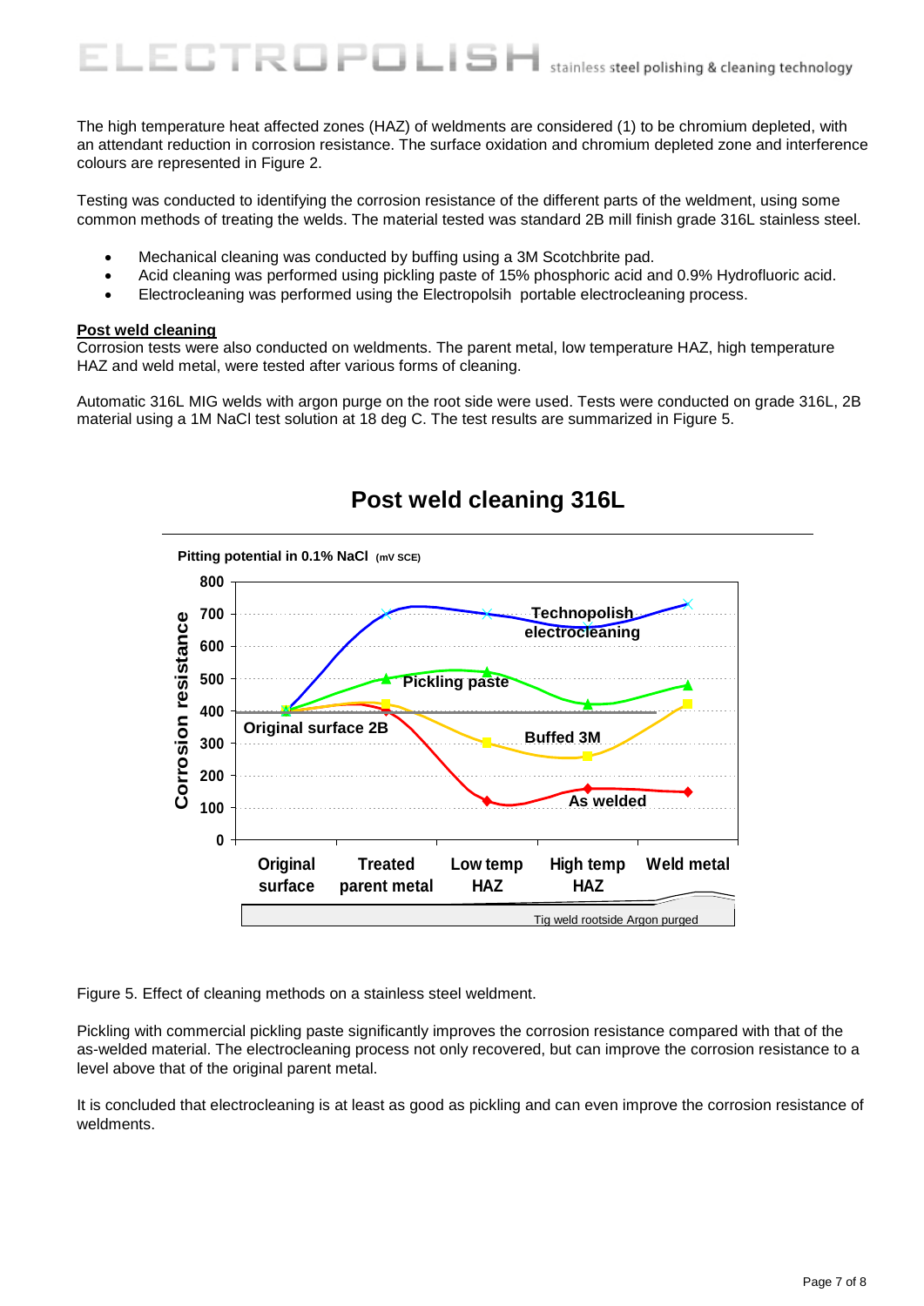The high temperature heat affected zones (HAZ) of weldments are considered (1) to be chromium depleted, with an attendant reduction in corrosion resistance. The surface oxidation and chromium depleted zone and interference colours are represented in Figure 2.

Testing was conducted to identifying the corrosion resistance of the different parts of the weldment, using some common methods of treating the welds. The material tested was standard 2B mill finish grade 316L stainless steel.

- Mechanical cleaning was conducted by buffing using a 3M Scotchbrite pad.
- Acid cleaning was performed using pickling paste of 15% phosphoric acid and 0.9% Hydrofluoric acid.
- Electrocleaning was performed using the Electropolsih portable electrocleaning process.

**Post weld cleaning**

Corrosion tests were also conducted on weldments. The parent metal, low temperature HAZ, high temperature HAZ and weld metal, were tested after various forms of cleaning.

Automatic 316L MIG welds with argon purge on the root side were used. Tests were conducted on grade 316L, 2B material using a 1M NaCl test solution at 18 deg C. The test results are summarized in Figure 5.

Figure 5. Effect of cleaning methods on a stainless steel weldment.

Pickling with commercial pickling paste significantly improves the corrosion resistance compared with that of the as-welded material. The electrocleaning process not only recovered, but can improve the corrosion resistance to a level above that of the original parent metal.

It is concluded that electrocleaning is at least as good as pickling and can even improve the corrosion resistance of weldments.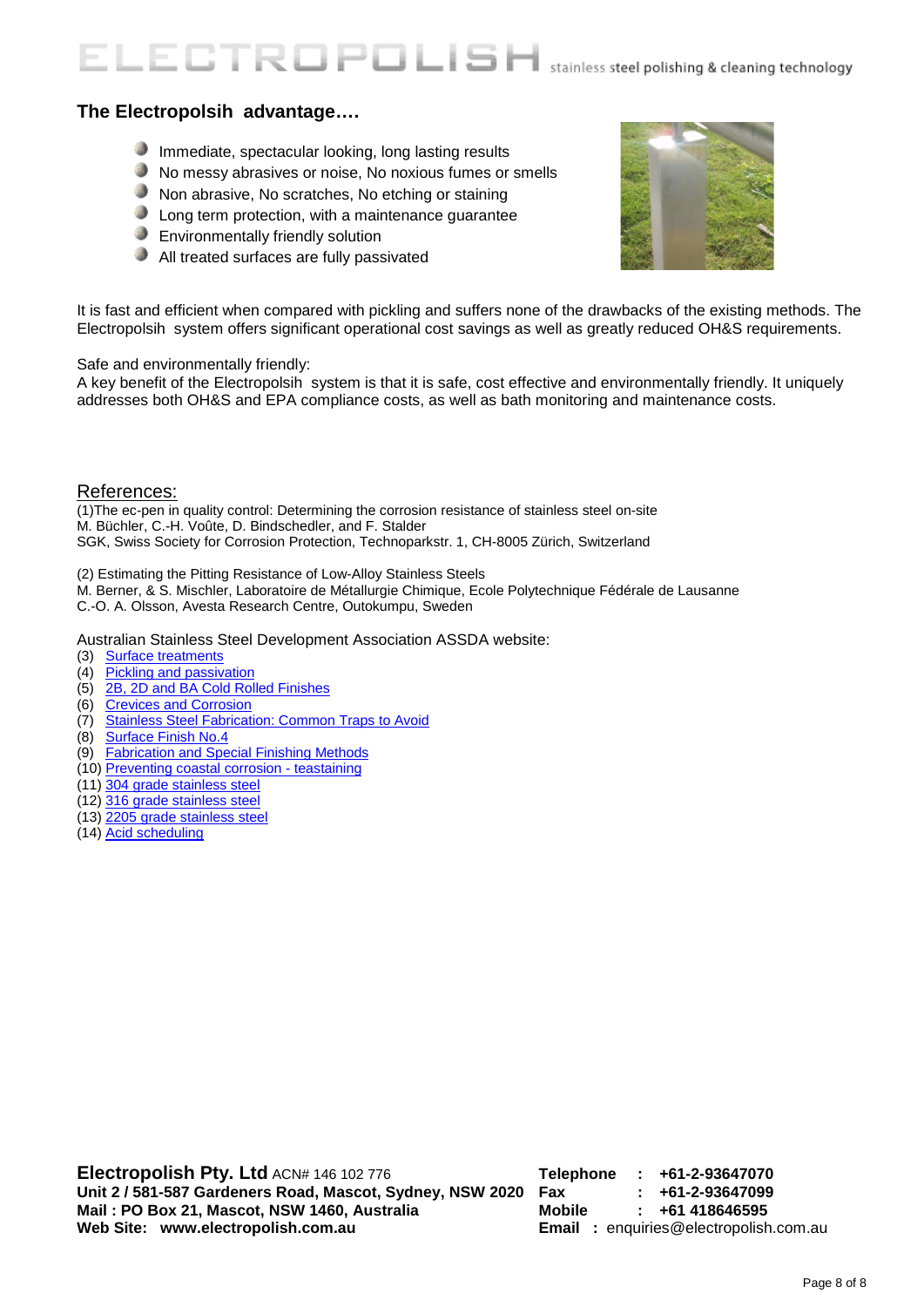## The Electropolsih advantage….

- Immediate, spectacular looking, long lasting results
- No messy abrasives or noise, No noxious fumes or smells
- Non abrasive, No scratches, No etching or staining
- Long term protection, with a maintenance guarantee
- Environmentally friendly solution
- All treated surfaces are fully passivated

It is fast and efficient when compared with pickling and suffers none of the drawbacks of the existing methods. The Electropolsih system offers significant operational cost savings as well as greatly reduced OH&S requirements.

Safe and environmentally friendly:
A key benefit of the Electropolsih system is that it is safe, cost effective and environmentally friendly. It uniquely addresses both OH&S and EPA compliance costs, as well as bath monitoring and maintenance costs.

## References:

(1)The ec-pen in quality control: Determining the corrosion resistance of stainless steel on-site
M. Büchler, C.-H. Voûte, D. Bindschedler, and F. Stalder
SGK, Swiss Society for Corrosion Protection, Technoparkstr. 1, CH-8005 Zürich, Switzerland

(2) Estimating the Pitting Resistance of Low-Alloy Stainless Steels
M. Berner, & S. Mischler, Laboratoire de Métallurgie Chimique, Ecole Polytechnique Fédérale de Lausanne
C.-O. A. Olsson, Avesta Research Centre, Outokumpu, Sweden

Australian Stainless Steel Development Association ASSDA website:
(3) Surface treatments
(4) Pickling and passivation
(5) 2B, 2D and BA Cold Rolled Finishes
(6) Crevices and Corrosion
(7) Stainless Steel Fabrication: Common Traps to Avoid
(8) Surface Finish No.4
(9) Fabrication and Special Finishing Methods
(10) Preventing coastal corrosion - teastaining
(11) 304 grade stainless steel
(12) 316 grade stainless steel
(13) 2205 grade stainless steel
(14) Acid scheduling

**Electropolish Pty. Ltd** ACN# 146 102 776
**Unit 2 / 581-587 Gardeners Road, Mascot, Sydney, NSW 2020**
**Mail : PO Box 21, Mascot, NSW 1460, Australia**
**Web Site: www.electropolish.com.au**

**Telephone : +61-2-93647070**
**Fax : +61-2-93647099**
**Mobile : +61 418646595**
**Email :** enquiries@electropolish.com.au